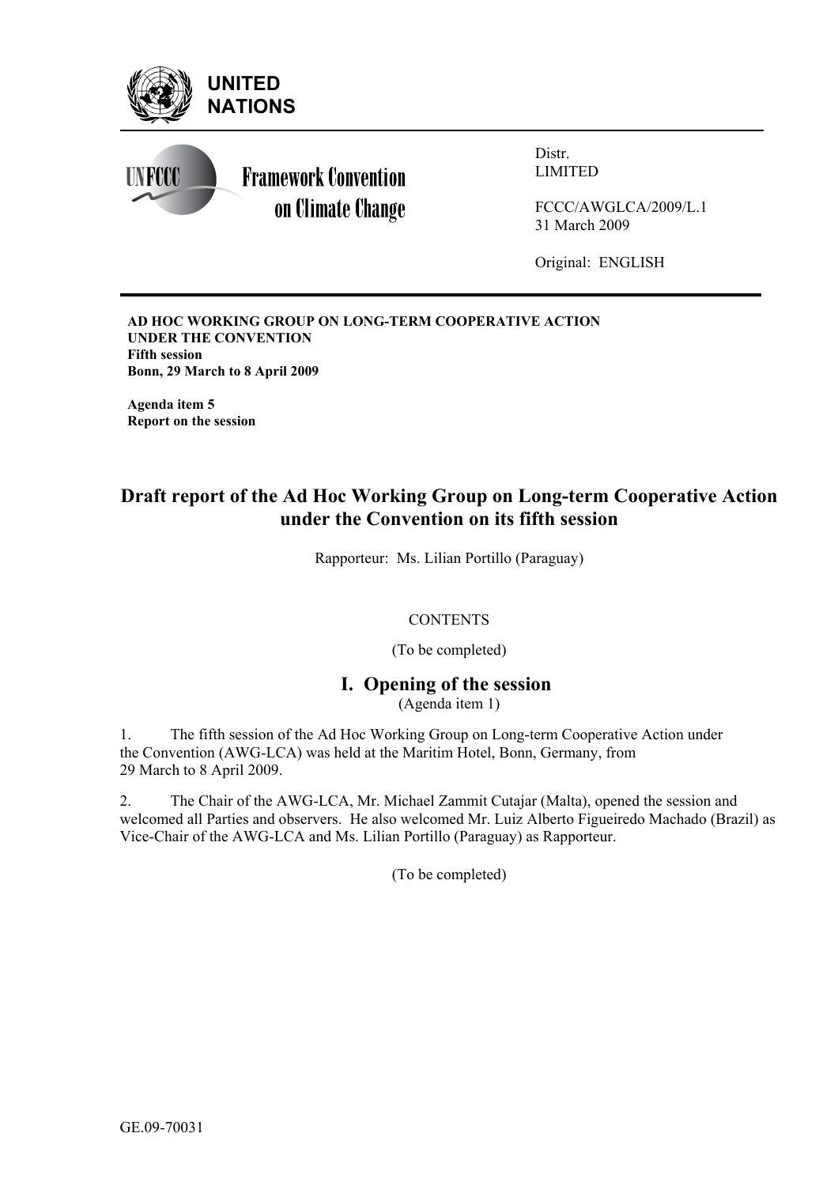UNITED NATIONS

Framework Convention on Climate Change

Distr.
LIMITED

FCCC/AWGLCA/2009/L.1
31 March 2009

Original: ENGLISH

**AD HOC WORKING GROUP ON LONG-TERM COOPERATIVE ACTION UNDER THE CONVENTION**
**Fifth session**
**Bonn, 29 March to 8 April 2009**

**Agenda item 5**
**Report on the session**

# Draft report of the Ad Hoc Working Group on Long-term Cooperative Action under the Convention on its fifth session

Rapporteur: Ms. Lilian Portillo (Paraguay)

CONTENTS

(To be completed)

## I. Opening of the session

(Agenda item 1)

1. The fifth session of the Ad Hoc Working Group on Long-term Cooperative Action under the Convention (AWG-LCA) was held at the Maritim Hotel, Bonn, Germany, from 29 March to 8 April 2009.

2. The Chair of the AWG-LCA, Mr. Michael Zammit Cutajar (Malta), opened the session and welcomed all Parties and observers. He also welcomed Mr. Luiz Alberto Figueiredo Machado (Brazil) as Vice-Chair of the AWG-LCA and Ms. Lilian Portillo (Paraguay) as Rapporteur.

(To be completed)

GE.09-70031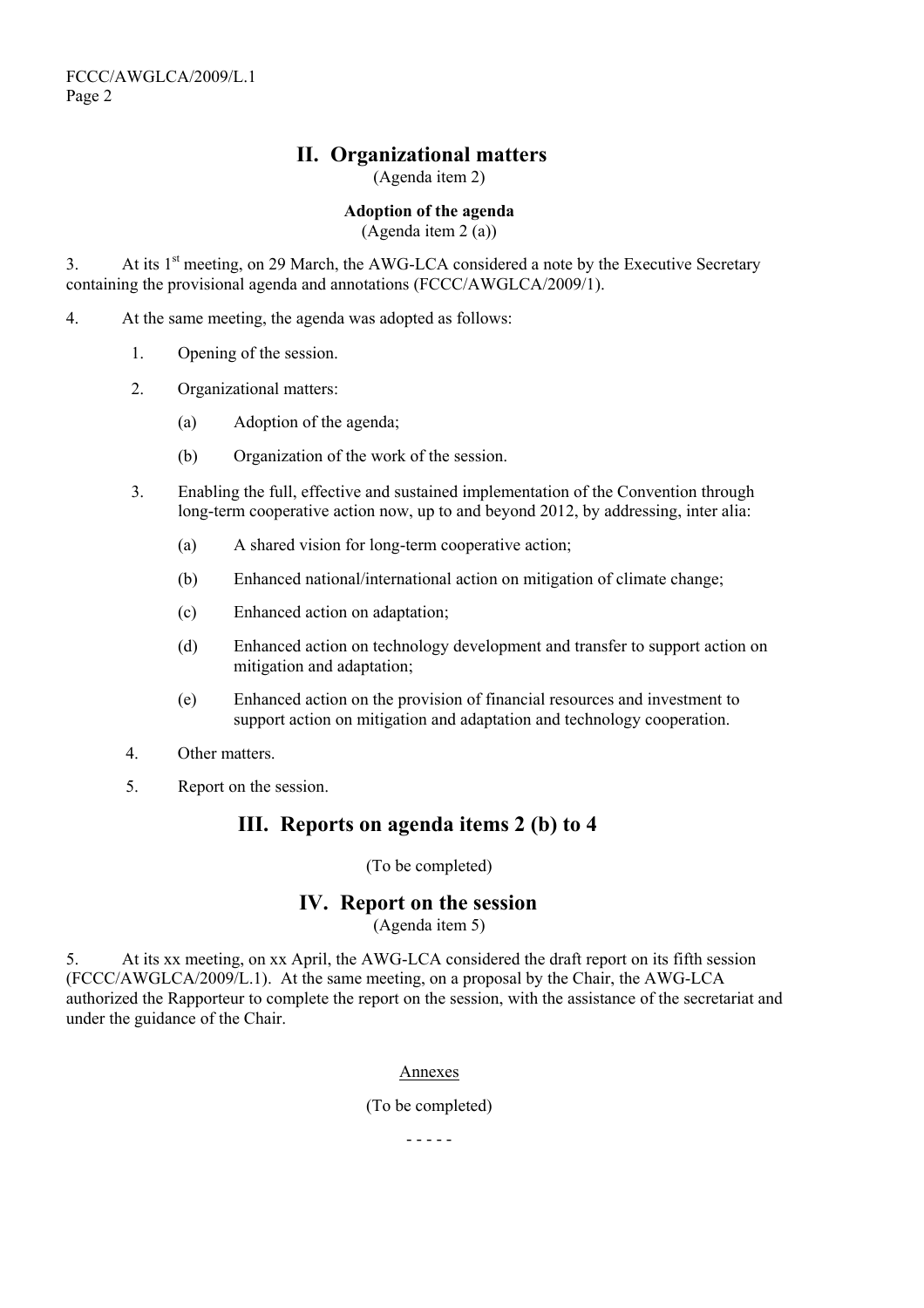## II. Organizational matters

(Agenda item 2)

### Adoption of the agenda

(Agenda item 2 (a))

3. At its 1st meeting, on 29 March, the AWG-LCA considered a note by the Executive Secretary containing the provisional agenda and annotations (FCCC/AWGLCA/2009/1).

4. At the same meeting, the agenda was adopted as follows:

1. Opening of the session.
2. Organizational matters:
    - (a) Adoption of the agenda;
    - (b) Organization of the work of the session.
3. Enabling the full, effective and sustained implementation of the Convention through long-term cooperative action now, up to and beyond 2012, by addressing, inter alia:
    - (a) A shared vision for long-term cooperative action;
    - (b) Enhanced national/international action on mitigation of climate change;
    - (c) Enhanced action on adaptation;
    - (d) Enhanced action on technology development and transfer to support action on mitigation and adaptation;
    - (e) Enhanced action on the provision of financial resources and investment to support action on mitigation and adaptation and technology cooperation.
4. Other matters.
5. Report on the session.

## III. Reports on agenda items 2 (b) to 4

(To be completed)

## IV. Report on the session

(Agenda item 5)

5. At its xx meeting, on xx April, the AWG-LCA considered the draft report on its fifth session (FCCC/AWGLCA/2009/L.1). At the same meeting, on a proposal by the Chair, the AWG-LCA authorized the Rapporteur to complete the report on the session, with the assistance of the secretariat and under the guidance of the Chair.

Annexes

(To be completed)

- - - - -